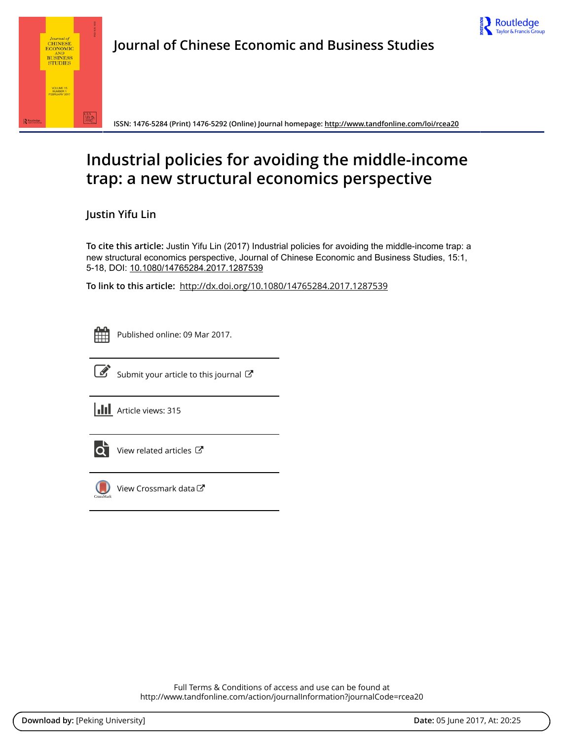# Journal of Chinese Economic and Business Studies

ISSN: 1476-5284 (Print) 1476-5292 (Online) Journal homepage: http://www.tandfonline.com/loi/rcea20

# Industrial policies for avoiding the middle-income trap: a new structural economics perspective

Justin Yifu Lin

**To cite this article:** Justin Yifu Lin (2017) Industrial policies for avoiding the middle-income trap: a new structural economics perspective, Journal of Chinese Economic and Business Studies, 15:1, 5-18, DOI: 10.1080/14765284.2017.1287539

**To link to this article:** http://dx.doi.org/10.1080/14765284.2017.1287539

Published online: 09 Mar 2017.

Submit your article to this journal

Article views: 315

View related articles

View Crossmark data

Full Terms & Conditions of access and use can be found at
http://www.tandfonline.com/action/journalInformation?journalCode=rcea20

**Download by:** [Peking University] **Date:** 05 June 2017, At: 20:25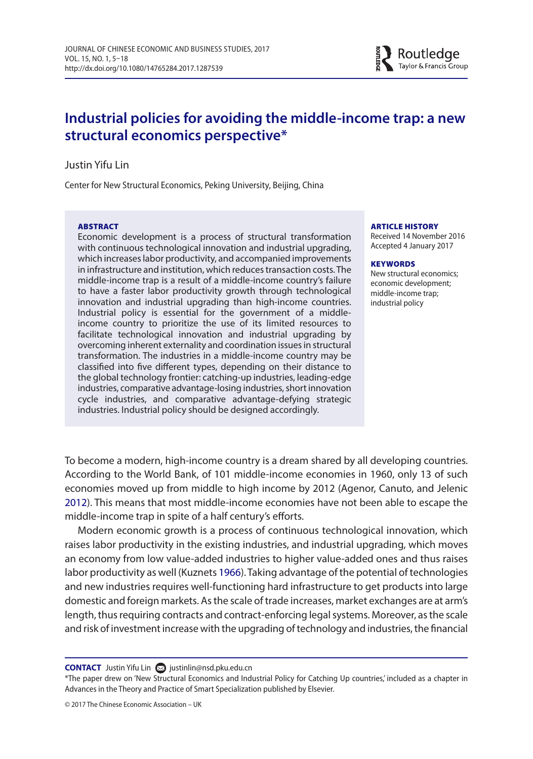# Industrial policies for avoiding the middle-income trap: a new structural economics perspective*

Justin Yifu Lin

Center for New Structural Economics, Peking University, Beijing, China

**ABSTRACT**

Economic development is a process of structural transformation with continuous technological innovation and industrial upgrading, which increases labor productivity, and accompanied improvements in infrastructure and institution, which reduces transaction costs. The middle-income trap is a result of a middle-income country's failure to have a faster labor productivity growth through technological innovation and industrial upgrading than high-income countries. Industrial policy is essential for the government of a middle-income country to prioritize the use of its limited resources to facilitate technological innovation and industrial upgrading by overcoming inherent externality and coordination issues in structural transformation. The industries in a middle-income country may be classified into five different types, depending on their distance to the global technology frontier: catching-up industries, leading-edge industries, comparative advantage-losing industries, short innovation cycle industries, and comparative advantage-defying strategic industries. Industrial policy should be designed accordingly.

**ARTICLE HISTORY**

Received 14 November 2016
Accepted 4 January 2017

**KEYWORDS**

New structural economics; economic development; middle-income trap; industrial policy

To become a modern, high-income country is a dream shared by all developing countries. According to the World Bank, of 101 middle-income economies in 1960, only 13 of such economies moved up from middle to high income by 2012 (Agenor, Canuto, and Jelenic 2012). This means that most middle-income economies have not been able to escape the middle-income trap in spite of a half century's efforts.

Modern economic growth is a process of continuous technological innovation, which raises labor productivity in the existing industries, and industrial upgrading, which moves an economy from low value-added industries to higher value-added ones and thus raises labor productivity as well (Kuznets 1966). Taking advantage of the potential of technologies and new industries requires well-functioning hard infrastructure to get products into large domestic and foreign markets. As the scale of trade increases, market exchanges are at arm's length, thus requiring contracts and contract-enforcing legal systems. Moreover, as the scale and risk of investment increase with the upgrading of technology and industries, the financial

**CONTACT** Justin Yifu Lin justinlin@nsd.pku.edu.cn

*The paper drew on 'New Structural Economics and Industrial Policy for Catching Up countries,' included as a chapter in Advances in the Theory and Practice of Smart Specialization published by Elsevier.

© 2017 The Chinese Economic Association – UK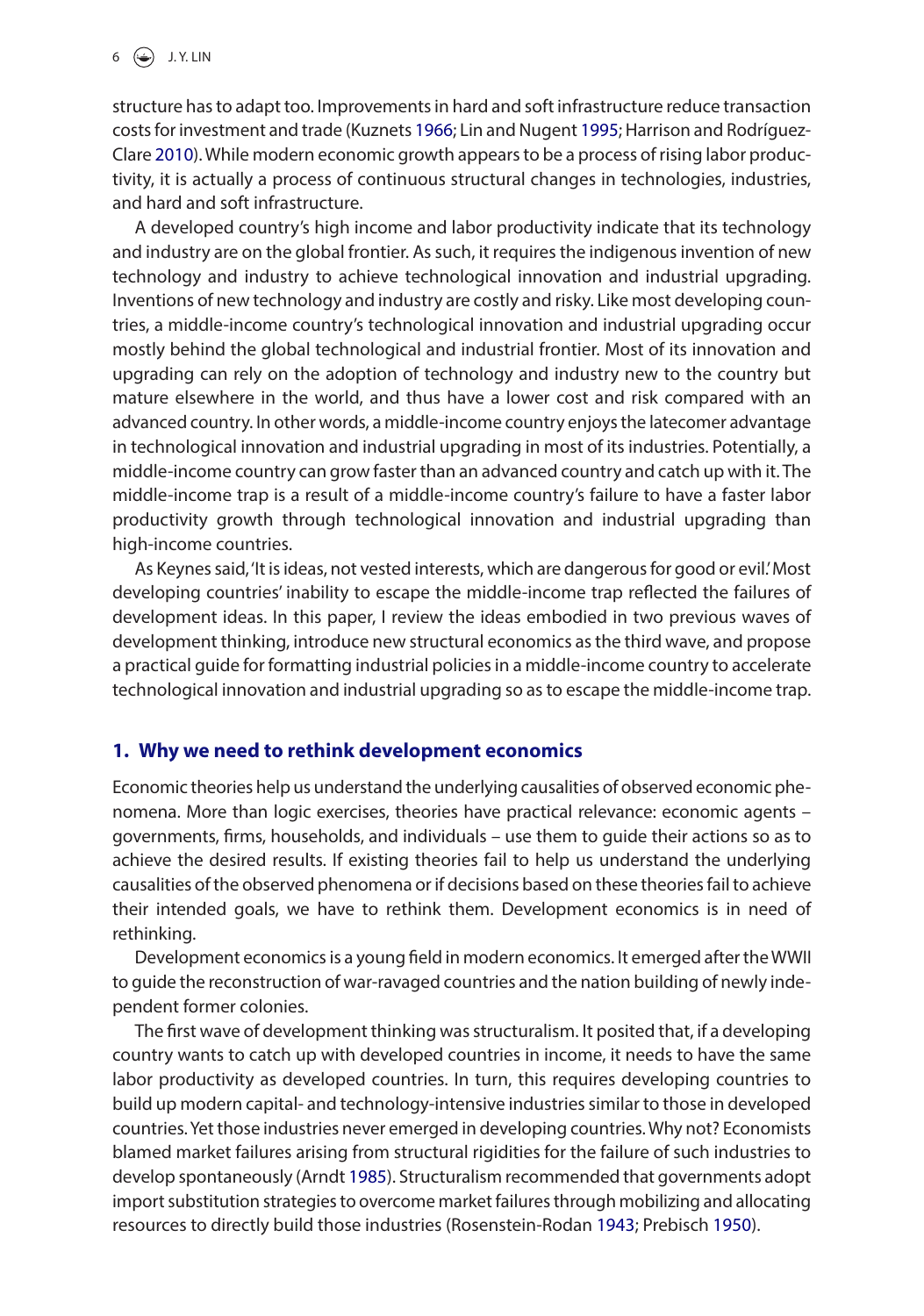structure has to adapt too. Improvements in hard and soft infrastructure reduce transaction costs for investment and trade (Kuznets 1966; Lin and Nugent 1995; Harrison and Rodríguez-Clare 2010). While modern economic growth appears to be a process of rising labor productivity, it is actually a process of continuous structural changes in technologies, industries, and hard and soft infrastructure.

A developed country's high income and labor productivity indicate that its technology and industry are on the global frontier. As such, it requires the indigenous invention of new technology and industry to achieve technological innovation and industrial upgrading. Inventions of new technology and industry are costly and risky. Like most developing countries, a middle-income country's technological innovation and industrial upgrading occur mostly behind the global technological and industrial frontier. Most of its innovation and upgrading can rely on the adoption of technology and industry new to the country but mature elsewhere in the world, and thus have a lower cost and risk compared with an advanced country. In other words, a middle-income country enjoys the latecomer advantage in technological innovation and industrial upgrading in most of its industries. Potentially, a middle-income country can grow faster than an advanced country and catch up with it. The middle-income trap is a result of a middle-income country's failure to have a faster labor productivity growth through technological innovation and industrial upgrading than high-income countries.

As Keynes said, 'It is ideas, not vested interests, which are dangerous for good or evil.' Most developing countries' inability to escape the middle-income trap reflected the failures of development ideas. In this paper, I review the ideas embodied in two previous waves of development thinking, introduce new structural economics as the third wave, and propose a practical guide for formatting industrial policies in a middle-income country to accelerate technological innovation and industrial upgrading so as to escape the middle-income trap.

## 1. Why we need to rethink development economics

Economic theories help us understand the underlying causalities of observed economic phenomena. More than logic exercises, theories have practical relevance: economic agents – governments, firms, households, and individuals – use them to guide their actions so as to achieve the desired results. If existing theories fail to help us understand the underlying causalities of the observed phenomena or if decisions based on these theories fail to achieve their intended goals, we have to rethink them. Development economics is in need of rethinking.

Development economics is a young field in modern economics. It emerged after the WWII to guide the reconstruction of war-ravaged countries and the nation building of newly independent former colonies.

The first wave of development thinking was structuralism. It posited that, if a developing country wants to catch up with developed countries in income, it needs to have the same labor productivity as developed countries. In turn, this requires developing countries to build up modern capital- and technology-intensive industries similar to those in developed countries. Yet those industries never emerged in developing countries. Why not? Economists blamed market failures arising from structural rigidities for the failure of such industries to develop spontaneously (Arndt 1985). Structuralism recommended that governments adopt import substitution strategies to overcome market failures through mobilizing and allocating resources to directly build those industries (Rosenstein-Rodan 1943; Prebisch 1950).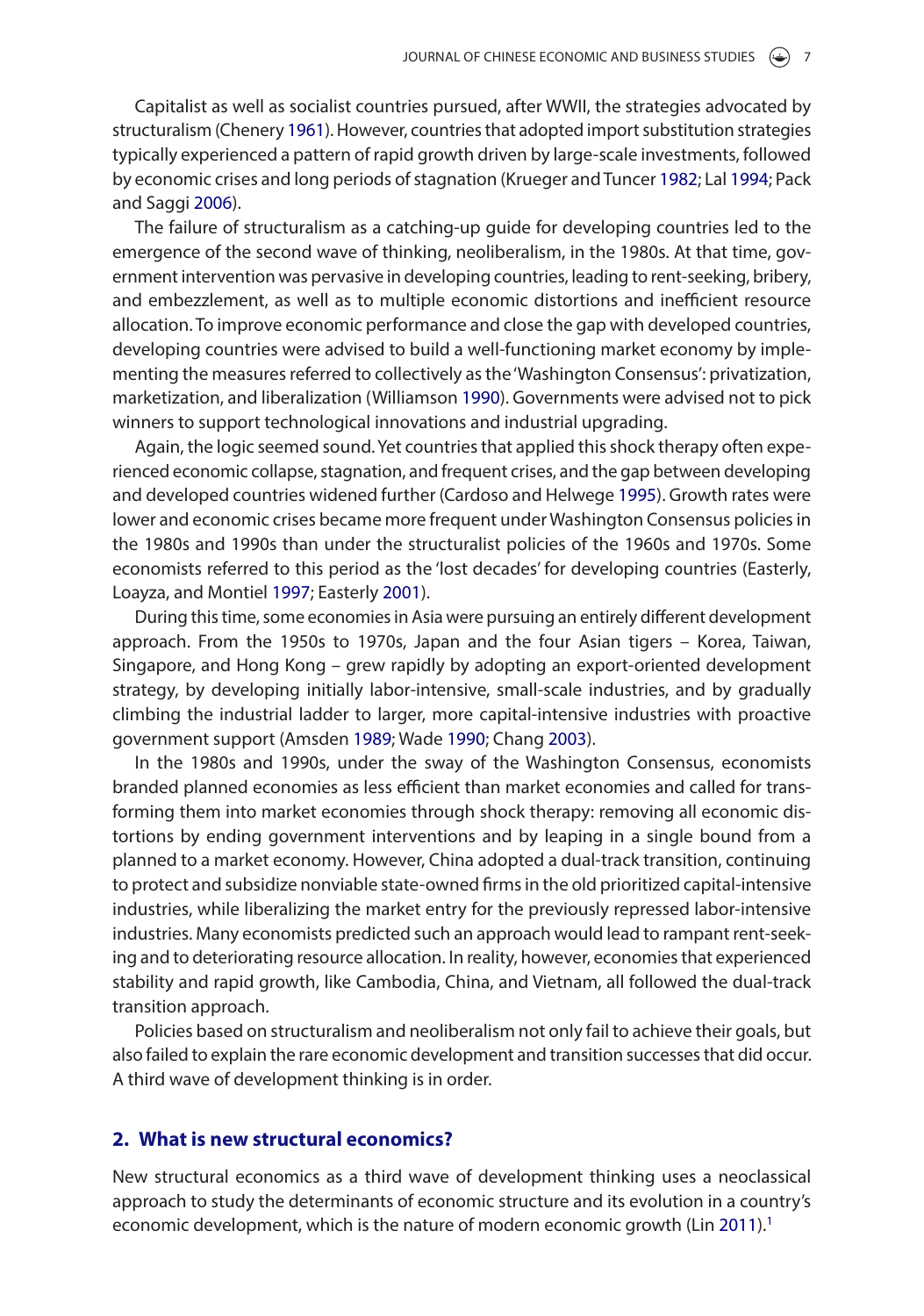Capitalist as well as socialist countries pursued, after WWII, the strategies advocated by structuralism (Chenery 1961). However, countries that adopted import substitution strategies typically experienced a pattern of rapid growth driven by large-scale investments, followed by economic crises and long periods of stagnation (Krueger and Tuncer 1982; Lal 1994; Pack and Saggi 2006).

The failure of structuralism as a catching-up guide for developing countries led to the emergence of the second wave of thinking, neoliberalism, in the 1980s. At that time, government intervention was pervasive in developing countries, leading to rent-seeking, bribery, and embezzlement, as well as to multiple economic distortions and inefficient resource allocation. To improve economic performance and close the gap with developed countries, developing countries were advised to build a well-functioning market economy by implementing the measures referred to collectively as the 'Washington Consensus': privatization, marketization, and liberalization (Williamson 1990). Governments were advised not to pick winners to support technological innovations and industrial upgrading.

Again, the logic seemed sound. Yet countries that applied this shock therapy often experienced economic collapse, stagnation, and frequent crises, and the gap between developing and developed countries widened further (Cardoso and Helwege 1995). Growth rates were lower and economic crises became more frequent under Washington Consensus policies in the 1980s and 1990s than under the structuralist policies of the 1960s and 1970s. Some economists referred to this period as the 'lost decades' for developing countries (Easterly, Loayza, and Montiel 1997; Easterly 2001).

During this time, some economies in Asia were pursuing an entirely different development approach. From the 1950s to 1970s, Japan and the four Asian tigers – Korea, Taiwan, Singapore, and Hong Kong – grew rapidly by adopting an export-oriented development strategy, by developing initially labor-intensive, small-scale industries, and by gradually climbing the industrial ladder to larger, more capital-intensive industries with proactive government support (Amsden 1989; Wade 1990; Chang 2003).

In the 1980s and 1990s, under the sway of the Washington Consensus, economists branded planned economies as less efficient than market economies and called for transforming them into market economies through shock therapy: removing all economic distortions by ending government interventions and by leaping in a single bound from a planned to a market economy. However, China adopted a dual-track transition, continuing to protect and subsidize nonviable state-owned firms in the old prioritized capital-intensive industries, while liberalizing the market entry for the previously repressed labor-intensive industries. Many economists predicted such an approach would lead to rampant rent-seeking and to deteriorating resource allocation. In reality, however, economies that experienced stability and rapid growth, like Cambodia, China, and Vietnam, all followed the dual-track transition approach.

Policies based on structuralism and neoliberalism not only fail to achieve their goals, but also failed to explain the rare economic development and transition successes that did occur. A third wave of development thinking is in order.

## 2. What is new structural economics?

New structural economics as a third wave of development thinking uses a neoclassical approach to study the determinants of economic structure and its evolution in a country's economic development, which is the nature of modern economic growth (Lin 2011).[1]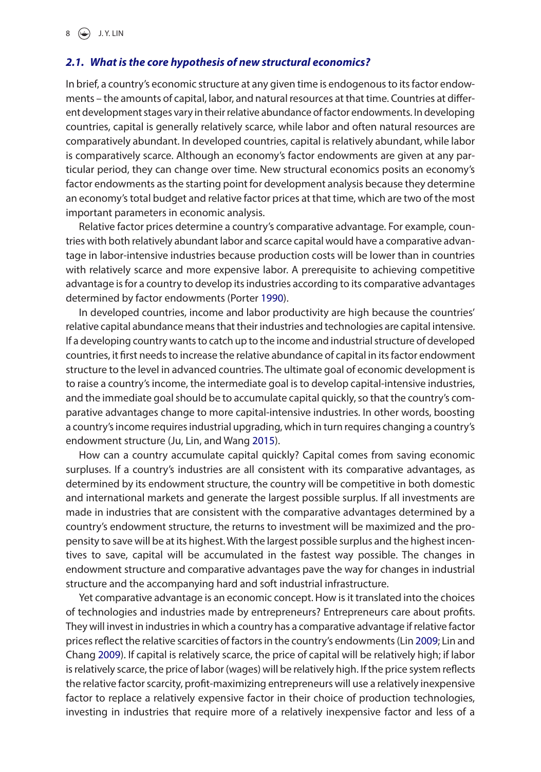### *2.1. What is the core hypothesis of new structural economics?*

In brief, a country's economic structure at any given time is endogenous to its factor endowments – the amounts of capital, labor, and natural resources at that time. Countries at different development stages vary in their relative abundance of factor endowments. In developing countries, capital is generally relatively scarce, while labor and often natural resources are comparatively abundant. In developed countries, capital is relatively abundant, while labor is comparatively scarce. Although an economy's factor endowments are given at any particular period, they can change over time. New structural economics posits an economy's factor endowments as the starting point for development analysis because they determine an economy's total budget and relative factor prices at that time, which are two of the most important parameters in economic analysis.

Relative factor prices determine a country's comparative advantage. For example, countries with both relatively abundant labor and scarce capital would have a comparative advantage in labor-intensive industries because production costs will be lower than in countries with relatively scarce and more expensive labor. A prerequisite to achieving competitive advantage is for a country to develop its industries according to its comparative advantages determined by factor endowments (Porter 1990).

In developed countries, income and labor productivity are high because the countries' relative capital abundance means that their industries and technologies are capital intensive. If a developing country wants to catch up to the income and industrial structure of developed countries, it first needs to increase the relative abundance of capital in its factor endowment structure to the level in advanced countries. The ultimate goal of economic development is to raise a country's income, the intermediate goal is to develop capital-intensive industries, and the immediate goal should be to accumulate capital quickly, so that the country's comparative advantages change to more capital-intensive industries. In other words, boosting a country's income requires industrial upgrading, which in turn requires changing a country's endowment structure (Ju, Lin, and Wang 2015).

How can a country accumulate capital quickly? Capital comes from saving economic surpluses. If a country's industries are all consistent with its comparative advantages, as determined by its endowment structure, the country will be competitive in both domestic and international markets and generate the largest possible surplus. If all investments are made in industries that are consistent with the comparative advantages determined by a country's endowment structure, the returns to investment will be maximized and the propensity to save will be at its highest. With the largest possible surplus and the highest incentives to save, capital will be accumulated in the fastest way possible. The changes in endowment structure and comparative advantages pave the way for changes in industrial structure and the accompanying hard and soft industrial infrastructure.

Yet comparative advantage is an economic concept. How is it translated into the choices of technologies and industries made by entrepreneurs? Entrepreneurs care about profits. They will invest in industries in which a country has a comparative advantage if relative factor prices reflect the relative scarcities of factors in the country's endowments (Lin 2009; Lin and Chang 2009). If capital is relatively scarce, the price of capital will be relatively high; if labor is relatively scarce, the price of labor (wages) will be relatively high. If the price system reflects the relative factor scarcity, profit-maximizing entrepreneurs will use a relatively inexpensive factor to replace a relatively expensive factor in their choice of production technologies, investing in industries that require more of a relatively inexpensive factor and less of a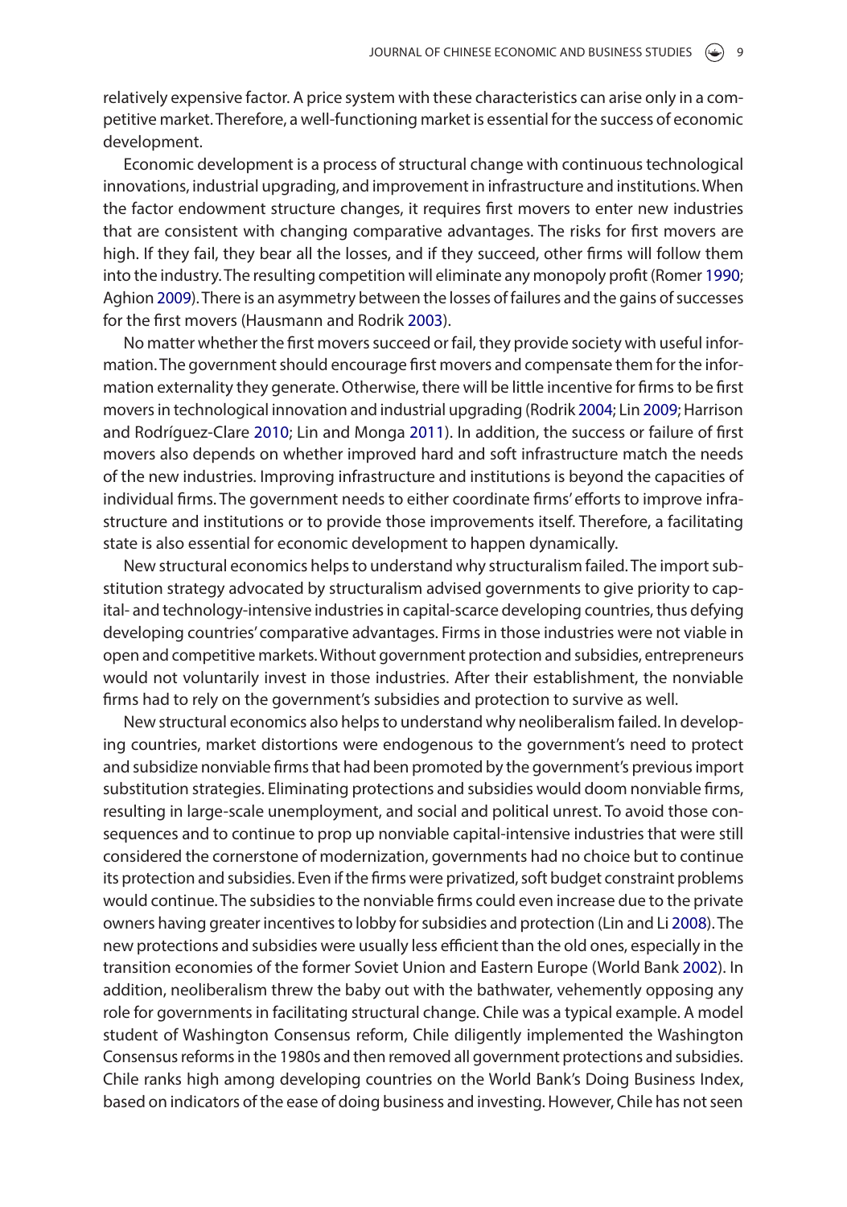relatively expensive factor. A price system with these characteristics can arise only in a competitive market. Therefore, a well-functioning market is essential for the success of economic development.

Economic development is a process of structural change with continuous technological innovations, industrial upgrading, and improvement in infrastructure and institutions. When the factor endowment structure changes, it requires first movers to enter new industries that are consistent with changing comparative advantages. The risks for first movers are high. If they fail, they bear all the losses, and if they succeed, other firms will follow them into the industry. The resulting competition will eliminate any monopoly profit (Romer 1990; Aghion 2009). There is an asymmetry between the losses of failures and the gains of successes for the first movers (Hausmann and Rodrik 2003).

No matter whether the first movers succeed or fail, they provide society with useful information. The government should encourage first movers and compensate them for the information externality they generate. Otherwise, there will be little incentive for firms to be first movers in technological innovation and industrial upgrading (Rodrik 2004; Lin 2009; Harrison and Rodríguez-Clare 2010; Lin and Monga 2011). In addition, the success or failure of first movers also depends on whether improved hard and soft infrastructure match the needs of the new industries. Improving infrastructure and institutions is beyond the capacities of individual firms. The government needs to either coordinate firms' efforts to improve infrastructure and institutions or to provide those improvements itself. Therefore, a facilitating state is also essential for economic development to happen dynamically.

New structural economics helps to understand why structuralism failed. The import substitution strategy advocated by structuralism advised governments to give priority to capital- and technology-intensive industries in capital-scarce developing countries, thus defying developing countries' comparative advantages. Firms in those industries were not viable in open and competitive markets. Without government protection and subsidies, entrepreneurs would not voluntarily invest in those industries. After their establishment, the nonviable firms had to rely on the government's subsidies and protection to survive as well.

New structural economics also helps to understand why neoliberalism failed. In developing countries, market distortions were endogenous to the government's need to protect and subsidize nonviable firms that had been promoted by the government's previous import substitution strategies. Eliminating protections and subsidies would doom nonviable firms, resulting in large-scale unemployment, and social and political unrest. To avoid those consequences and to continue to prop up nonviable capital-intensive industries that were still considered the cornerstone of modernization, governments had no choice but to continue its protection and subsidies. Even if the firms were privatized, soft budget constraint problems would continue. The subsidies to the nonviable firms could even increase due to the private owners having greater incentives to lobby for subsidies and protection (Lin and Li 2008). The new protections and subsidies were usually less efficient than the old ones, especially in the transition economies of the former Soviet Union and Eastern Europe (World Bank 2002). In addition, neoliberalism threw the baby out with the bathwater, vehemently opposing any role for governments in facilitating structural change. Chile was a typical example. A model student of Washington Consensus reform, Chile diligently implemented the Washington Consensus reforms in the 1980s and then removed all government protections and subsidies. Chile ranks high among developing countries on the World Bank's Doing Business Index, based on indicators of the ease of doing business and investing. However, Chile has not seen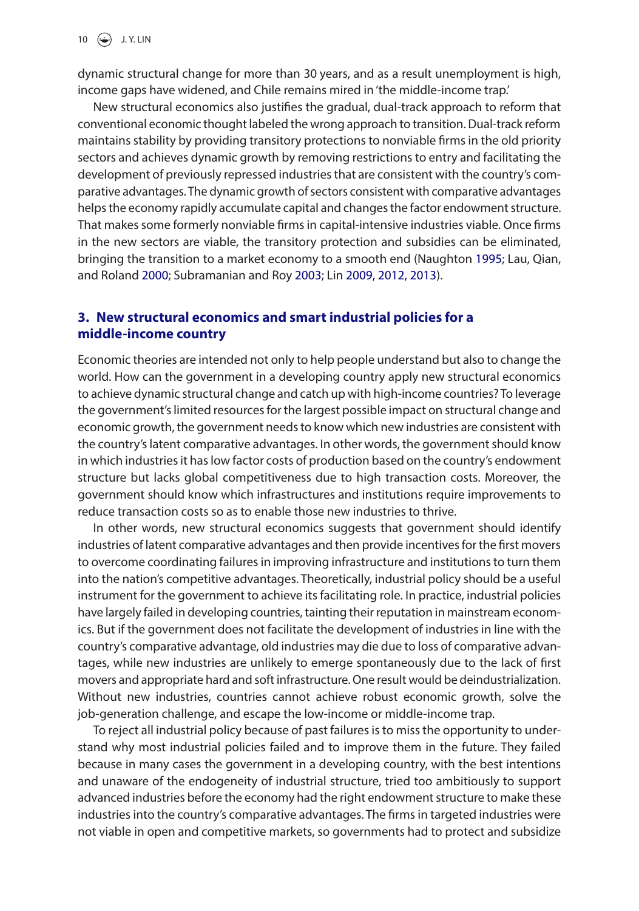dynamic structural change for more than 30 years, and as a result unemployment is high, income gaps have widened, and Chile remains mired in 'the middle-income trap.'

New structural economics also justifies the gradual, dual-track approach to reform that conventional economic thought labeled the wrong approach to transition. Dual-track reform maintains stability by providing transitory protections to nonviable firms in the old priority sectors and achieves dynamic growth by removing restrictions to entry and facilitating the development of previously repressed industries that are consistent with the country's comparative advantages. The dynamic growth of sectors consistent with comparative advantages helps the economy rapidly accumulate capital and changes the factor endowment structure. That makes some formerly nonviable firms in capital-intensive industries viable. Once firms in the new sectors are viable, the transitory protection and subsidies can be eliminated, bringing the transition to a market economy to a smooth end (Naughton 1995; Lau, Qian, and Roland 2000; Subramanian and Roy 2003; Lin 2009, 2012, 2013).

## 3. New structural economics and smart industrial policies for a middle-income country

Economic theories are intended not only to help people understand but also to change the world. How can the government in a developing country apply new structural economics to achieve dynamic structural change and catch up with high-income countries? To leverage the government's limited resources for the largest possible impact on structural change and economic growth, the government needs to know which new industries are consistent with the country's latent comparative advantages. In other words, the government should know in which industries it has low factor costs of production based on the country's endowment structure but lacks global competitiveness due to high transaction costs. Moreover, the government should know which infrastructures and institutions require improvements to reduce transaction costs so as to enable those new industries to thrive.

In other words, new structural economics suggests that government should identify industries of latent comparative advantages and then provide incentives for the first movers to overcome coordinating failures in improving infrastructure and institutions to turn them into the nation's competitive advantages. Theoretically, industrial policy should be a useful instrument for the government to achieve its facilitating role. In practice, industrial policies have largely failed in developing countries, tainting their reputation in mainstream economics. But if the government does not facilitate the development of industries in line with the country's comparative advantage, old industries may die due to loss of comparative advantages, while new industries are unlikely to emerge spontaneously due to the lack of first movers and appropriate hard and soft infrastructure. One result would be deindustrialization. Without new industries, countries cannot achieve robust economic growth, solve the job-generation challenge, and escape the low-income or middle-income trap.

To reject all industrial policy because of past failures is to miss the opportunity to understand why most industrial policies failed and to improve them in the future. They failed because in many cases the government in a developing country, with the best intentions and unaware of the endogeneity of industrial structure, tried too ambitiously to support advanced industries before the economy had the right endowment structure to make these industries into the country's comparative advantages. The firms in targeted industries were not viable in open and competitive markets, so governments had to protect and subsidize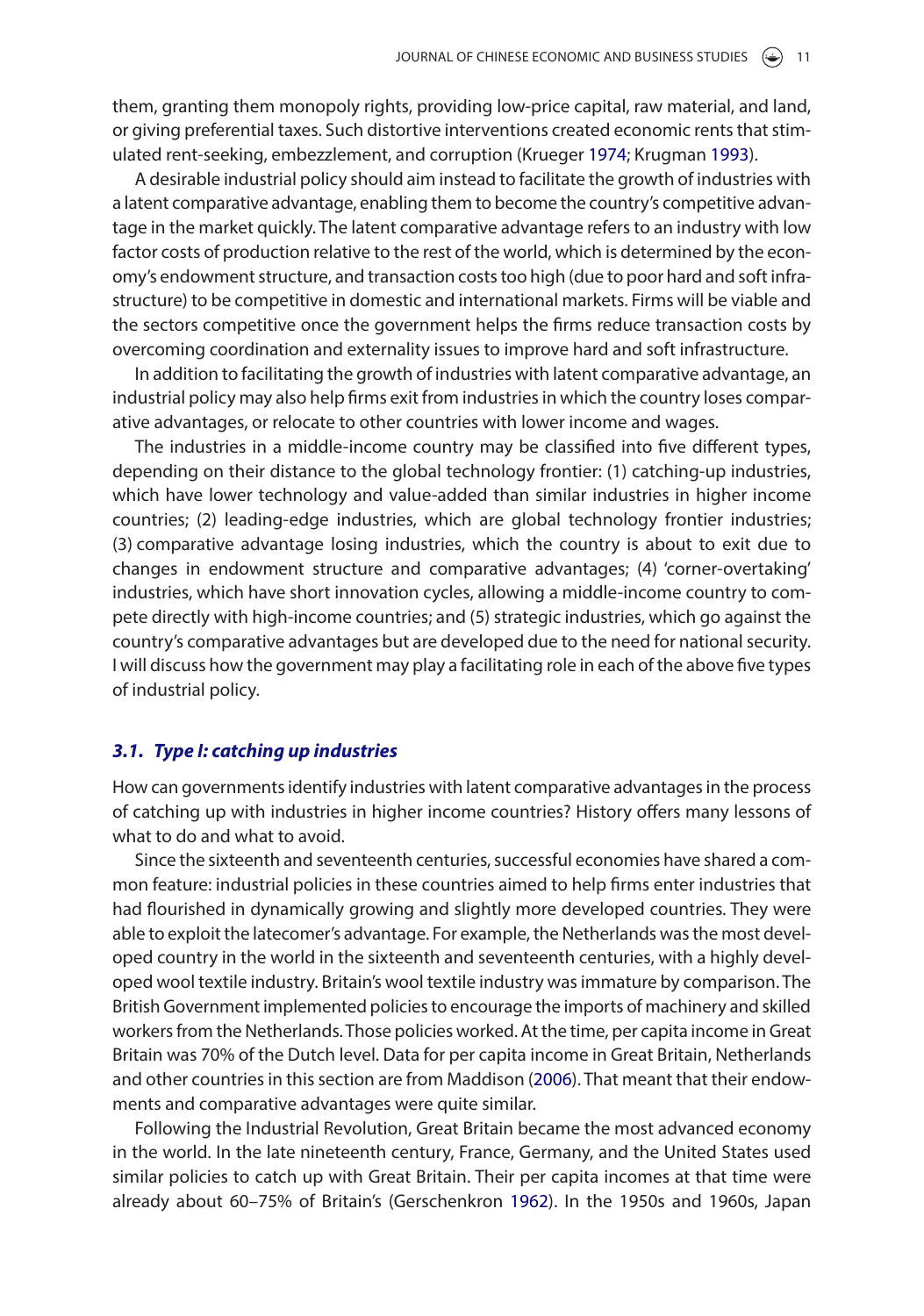them, granting them monopoly rights, providing low-price capital, raw material, and land, or giving preferential taxes. Such distortive interventions created economic rents that stimulated rent-seeking, embezzlement, and corruption (Krueger 1974; Krugman 1993).

A desirable industrial policy should aim instead to facilitate the growth of industries with a latent comparative advantage, enabling them to become the country's competitive advantage in the market quickly. The latent comparative advantage refers to an industry with low factor costs of production relative to the rest of the world, which is determined by the economy's endowment structure, and transaction costs too high (due to poor hard and soft infrastructure) to be competitive in domestic and international markets. Firms will be viable and the sectors competitive once the government helps the firms reduce transaction costs by overcoming coordination and externality issues to improve hard and soft infrastructure.

In addition to facilitating the growth of industries with latent comparative advantage, an industrial policy may also help firms exit from industries in which the country loses comparative advantages, or relocate to other countries with lower income and wages.

The industries in a middle-income country may be classified into five different types, depending on their distance to the global technology frontier: (1) catching-up industries, which have lower technology and value-added than similar industries in higher income countries; (2) leading-edge industries, which are global technology frontier industries; (3) comparative advantage losing industries, which the country is about to exit due to changes in endowment structure and comparative advantages; (4) 'corner-overtaking' industries, which have short innovation cycles, allowing a middle-income country to compete directly with high-income countries; and (5) strategic industries, which go against the country's comparative advantages but are developed due to the need for national security. I will discuss how the government may play a facilitating role in each of the above five types of industrial policy.

### *3.1. Type I: catching up industries*

How can governments identify industries with latent comparative advantages in the process of catching up with industries in higher income countries? History offers many lessons of what to do and what to avoid.

Since the sixteenth and seventeenth centuries, successful economies have shared a common feature: industrial policies in these countries aimed to help firms enter industries that had flourished in dynamically growing and slightly more developed countries. They were able to exploit the latecomer's advantage. For example, the Netherlands was the most developed country in the world in the sixteenth and seventeenth centuries, with a highly developed wool textile industry. Britain's wool textile industry was immature by comparison. The British Government implemented policies to encourage the imports of machinery and skilled workers from the Netherlands. Those policies worked. At the time, per capita income in Great Britain was 70% of the Dutch level. Data for per capita income in Great Britain, Netherlands and other countries in this section are from Maddison (2006). That meant that their endowments and comparative advantages were quite similar.

Following the Industrial Revolution, Great Britain became the most advanced economy in the world. In the late nineteenth century, France, Germany, and the United States used similar policies to catch up with Great Britain. Their per capita incomes at that time were already about 60–75% of Britain's (Gerschenkron 1962). In the 1950s and 1960s, Japan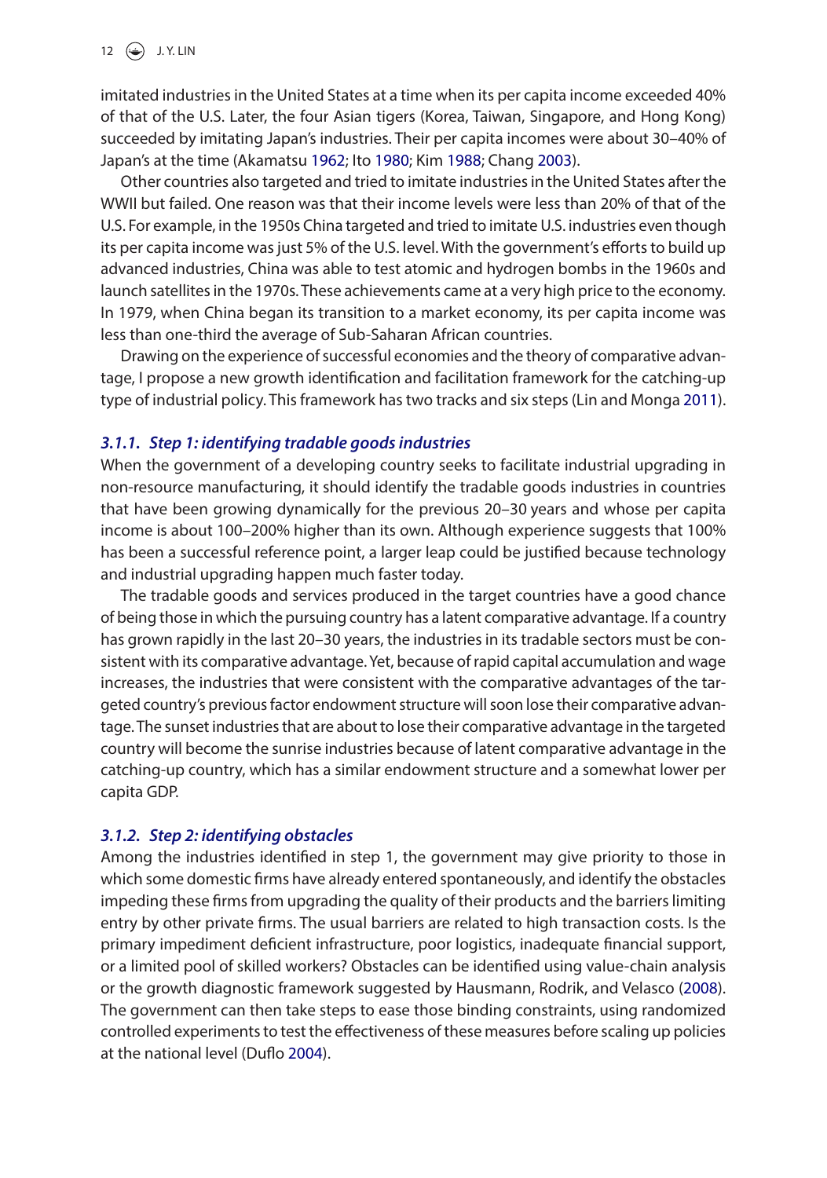imitated industries in the United States at a time when its per capita income exceeded 40% of that of the U.S. Later, the four Asian tigers (Korea, Taiwan, Singapore, and Hong Kong) succeeded by imitating Japan's industries. Their per capita incomes were about 30–40% of Japan's at the time (Akamatsu 1962; Ito 1980; Kim 1988; Chang 2003).

Other countries also targeted and tried to imitate industries in the United States after the WWII but failed. One reason was that their income levels were less than 20% of that of the U.S. For example, in the 1950s China targeted and tried to imitate U.S. industries even though its per capita income was just 5% of the U.S. level. With the government's efforts to build up advanced industries, China was able to test atomic and hydrogen bombs in the 1960s and launch satellites in the 1970s. These achievements came at a very high price to the economy. In 1979, when China began its transition to a market economy, its per capita income was less than one-third the average of Sub-Saharan African countries.

Drawing on the experience of successful economies and the theory of comparative advantage, I propose a new growth identification and facilitation framework for the catching-up type of industrial policy. This framework has two tracks and six steps (Lin and Monga 2011).

#### *3.1.1. Step 1: identifying tradable goods industries*

When the government of a developing country seeks to facilitate industrial upgrading in non-resource manufacturing, it should identify the tradable goods industries in countries that have been growing dynamically for the previous 20–30 years and whose per capita income is about 100–200% higher than its own. Although experience suggests that 100% has been a successful reference point, a larger leap could be justified because technology and industrial upgrading happen much faster today.

The tradable goods and services produced in the target countries have a good chance of being those in which the pursuing country has a latent comparative advantage. If a country has grown rapidly in the last 20–30 years, the industries in its tradable sectors must be consistent with its comparative advantage. Yet, because of rapid capital accumulation and wage increases, the industries that were consistent with the comparative advantages of the targeted country's previous factor endowment structure will soon lose their comparative advantage. The sunset industries that are about to lose their comparative advantage in the targeted country will become the sunrise industries because of latent comparative advantage in the catching-up country, which has a similar endowment structure and a somewhat lower per capita GDP.

#### *3.1.2. Step 2: identifying obstacles*

Among the industries identified in step 1, the government may give priority to those in which some domestic firms have already entered spontaneously, and identify the obstacles impeding these firms from upgrading the quality of their products and the barriers limiting entry by other private firms. The usual barriers are related to high transaction costs. Is the primary impediment deficient infrastructure, poor logistics, inadequate financial support, or a limited pool of skilled workers? Obstacles can be identified using value-chain analysis or the growth diagnostic framework suggested by Hausmann, Rodrik, and Velasco (2008). The government can then take steps to ease those binding constraints, using randomized controlled experiments to test the effectiveness of these measures before scaling up policies at the national level (Duflo 2004).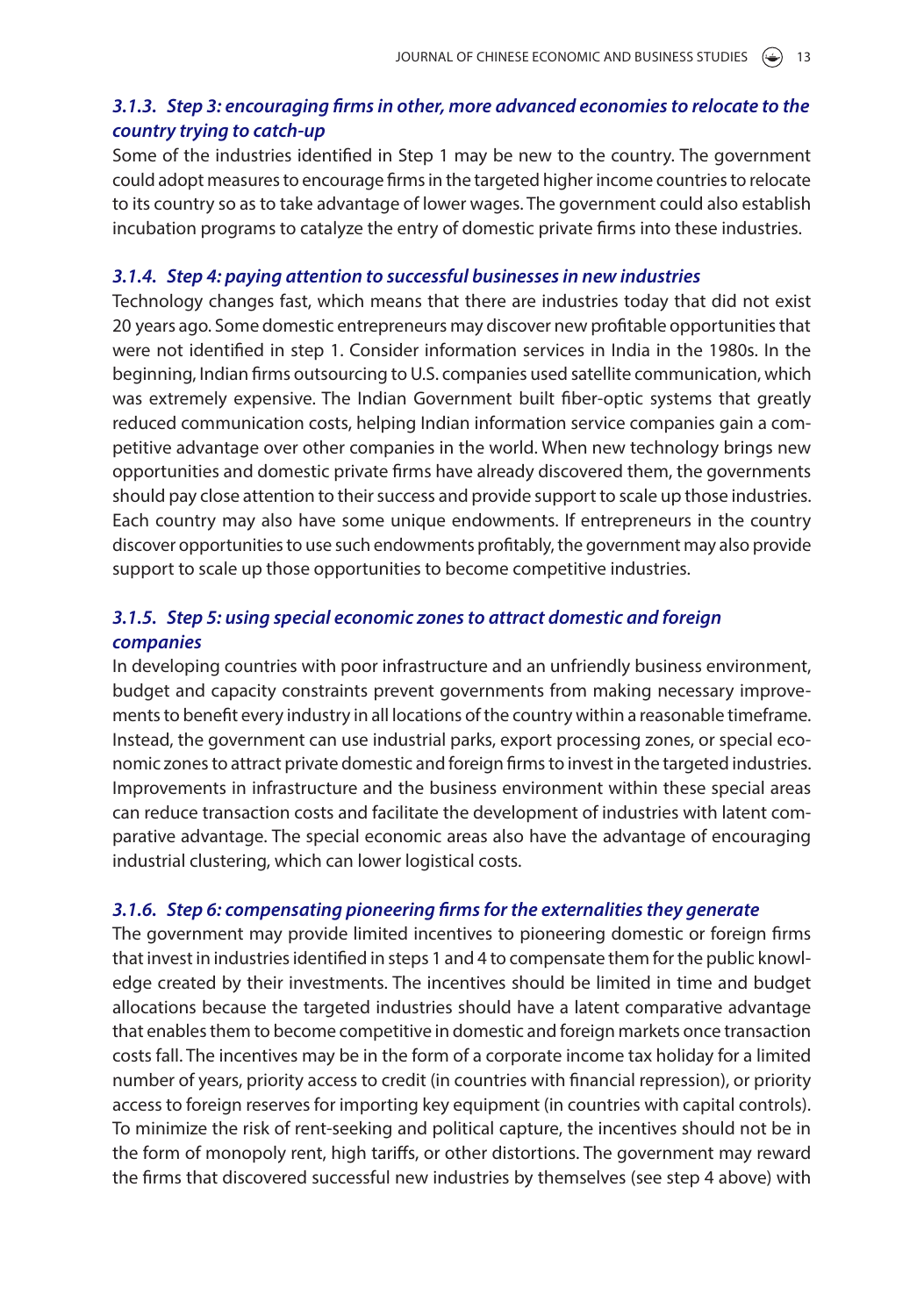### 3.1.3. Step 3: encouraging firms in other, more advanced economies to relocate to the country trying to catch-up

Some of the industries identified in Step 1 may be new to the country. The government could adopt measures to encourage firms in the targeted higher income countries to relocate to its country so as to take advantage of lower wages. The government could also establish incubation programs to catalyze the entry of domestic private firms into these industries.

### 3.1.4. Step 4: paying attention to successful businesses in new industries

Technology changes fast, which means that there are industries today that did not exist 20 years ago. Some domestic entrepreneurs may discover new profitable opportunities that were not identified in step 1. Consider information services in India in the 1980s. In the beginning, Indian firms outsourcing to U.S. companies used satellite communication, which was extremely expensive. The Indian Government built fiber-optic systems that greatly reduced communication costs, helping Indian information service companies gain a competitive advantage over other companies in the world. When new technology brings new opportunities and domestic private firms have already discovered them, the governments should pay close attention to their success and provide support to scale up those industries. Each country may also have some unique endowments. If entrepreneurs in the country discover opportunities to use such endowments profitably, the government may also provide support to scale up those opportunities to become competitive industries.

### 3.1.5. Step 5: using special economic zones to attract domestic and foreign companies

In developing countries with poor infrastructure and an unfriendly business environment, budget and capacity constraints prevent governments from making necessary improvements to benefit every industry in all locations of the country within a reasonable timeframe. Instead, the government can use industrial parks, export processing zones, or special economic zones to attract private domestic and foreign firms to invest in the targeted industries. Improvements in infrastructure and the business environment within these special areas can reduce transaction costs and facilitate the development of industries with latent comparative advantage. The special economic areas also have the advantage of encouraging industrial clustering, which can lower logistical costs.

### 3.1.6. Step 6: compensating pioneering firms for the externalities they generate

The government may provide limited incentives to pioneering domestic or foreign firms that invest in industries identified in steps 1 and 4 to compensate them for the public knowledge created by their investments. The incentives should be limited in time and budget allocations because the targeted industries should have a latent comparative advantage that enables them to become competitive in domestic and foreign markets once transaction costs fall. The incentives may be in the form of a corporate income tax holiday for a limited number of years, priority access to credit (in countries with financial repression), or priority access to foreign reserves for importing key equipment (in countries with capital controls). To minimize the risk of rent-seeking and political capture, the incentives should not be in the form of monopoly rent, high tariffs, or other distortions. The government may reward the firms that discovered successful new industries by themselves (see step 4 above) with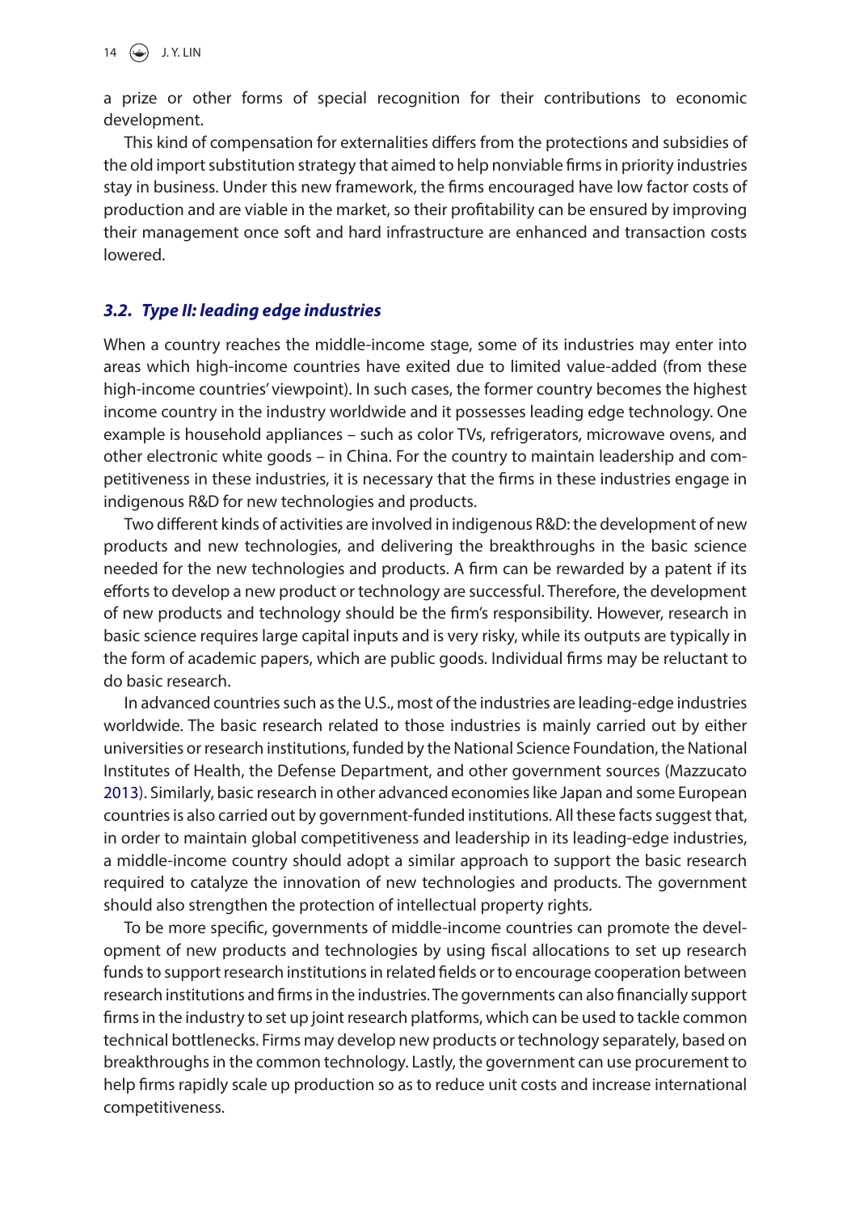a prize or other forms of special recognition for their contributions to economic development.

This kind of compensation for externalities differs from the protections and subsidies of the old import substitution strategy that aimed to help nonviable firms in priority industries stay in business. Under this new framework, the firms encouraged have low factor costs of production and are viable in the market, so their profitability can be ensured by improving their management once soft and hard infrastructure are enhanced and transaction costs lowered.

### *3.2. Type II: leading edge industries*

When a country reaches the middle-income stage, some of its industries may enter into areas which high-income countries have exited due to limited value-added (from these high-income countries' viewpoint). In such cases, the former country becomes the highest income country in the industry worldwide and it possesses leading edge technology. One example is household appliances – such as color TVs, refrigerators, microwave ovens, and other electronic white goods – in China. For the country to maintain leadership and competitiveness in these industries, it is necessary that the firms in these industries engage in indigenous R&D for new technologies and products.

Two different kinds of activities are involved in indigenous R&D: the development of new products and new technologies, and delivering the breakthroughs in the basic science needed for the new technologies and products. A firm can be rewarded by a patent if its efforts to develop a new product or technology are successful. Therefore, the development of new products and technology should be the firm's responsibility. However, research in basic science requires large capital inputs and is very risky, while its outputs are typically in the form of academic papers, which are public goods. Individual firms may be reluctant to do basic research.

In advanced countries such as the U.S., most of the industries are leading-edge industries worldwide. The basic research related to those industries is mainly carried out by either universities or research institutions, funded by the National Science Foundation, the National Institutes of Health, the Defense Department, and other government sources (Mazzucato 2013). Similarly, basic research in other advanced economies like Japan and some European countries is also carried out by government-funded institutions. All these facts suggest that, in order to maintain global competitiveness and leadership in its leading-edge industries, a middle-income country should adopt a similar approach to support the basic research required to catalyze the innovation of new technologies and products. The government should also strengthen the protection of intellectual property rights.

To be more specific, governments of middle-income countries can promote the development of new products and technologies by using fiscal allocations to set up research funds to support research institutions in related fields or to encourage cooperation between research institutions and firms in the industries. The governments can also financially support firms in the industry to set up joint research platforms, which can be used to tackle common technical bottlenecks. Firms may develop new products or technology separately, based on breakthroughs in the common technology. Lastly, the government can use procurement to help firms rapidly scale up production so as to reduce unit costs and increase international competitiveness.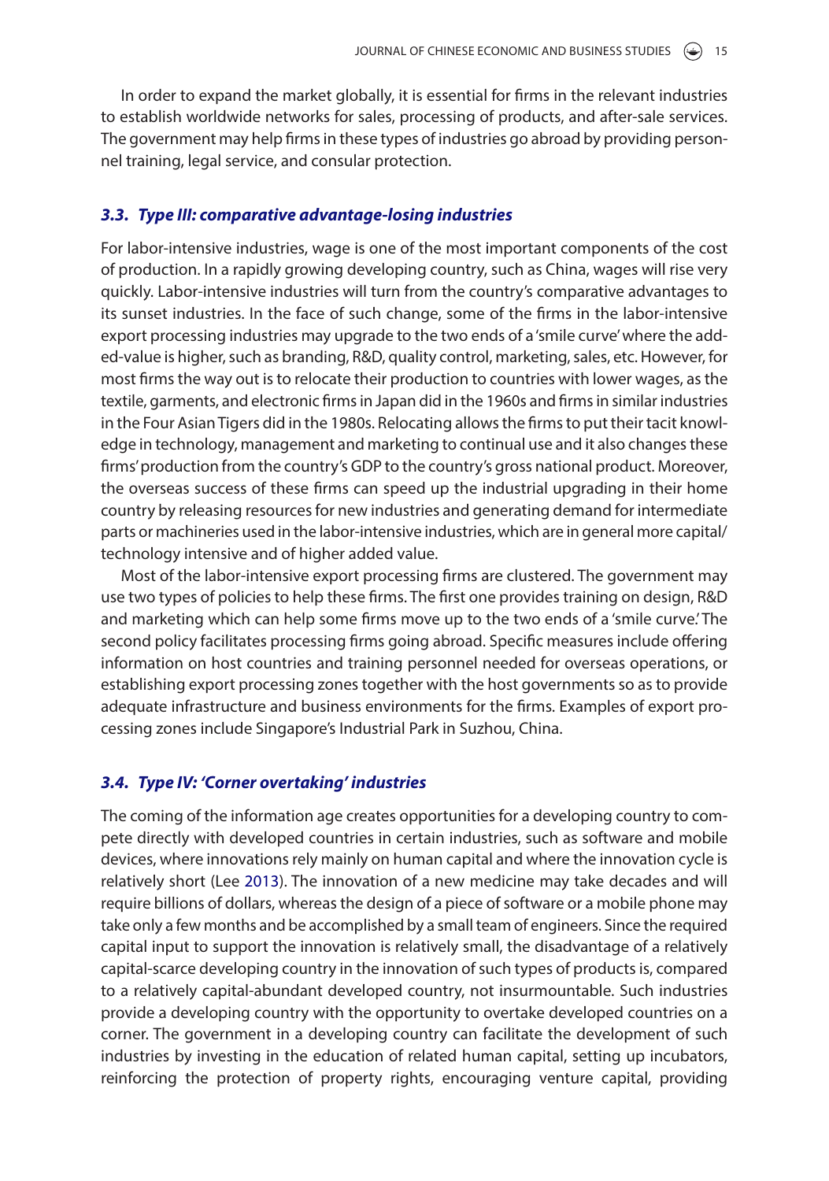In order to expand the market globally, it is essential for firms in the relevant industries to establish worldwide networks for sales, processing of products, and after-sale services. The government may help firms in these types of industries go abroad by providing personnel training, legal service, and consular protection.

### 3.3. Type III: comparative advantage-losing industries

For labor-intensive industries, wage is one of the most important components of the cost of production. In a rapidly growing developing country, such as China, wages will rise very quickly. Labor-intensive industries will turn from the country's comparative advantages to its sunset industries. In the face of such change, some of the firms in the labor-intensive export processing industries may upgrade to the two ends of a 'smile curve' where the added-value is higher, such as branding, R&D, quality control, marketing, sales, etc. However, for most firms the way out is to relocate their production to countries with lower wages, as the textile, garments, and electronic firms in Japan did in the 1960s and firms in similar industries in the Four Asian Tigers did in the 1980s. Relocating allows the firms to put their tacit knowledge in technology, management and marketing to continual use and it also changes these firms' production from the country's GDP to the country's gross national product. Moreover, the overseas success of these firms can speed up the industrial upgrading in their home country by releasing resources for new industries and generating demand for intermediate parts or machineries used in the labor-intensive industries, which are in general more capital/technology intensive and of higher added value.

Most of the labor-intensive export processing firms are clustered. The government may use two types of policies to help these firms. The first one provides training on design, R&D and marketing which can help some firms move up to the two ends of a 'smile curve.' The second policy facilitates processing firms going abroad. Specific measures include offering information on host countries and training personnel needed for overseas operations, or establishing export processing zones together with the host governments so as to provide adequate infrastructure and business environments for the firms. Examples of export processing zones include Singapore's Industrial Park in Suzhou, China.

### 3.4. Type IV: 'Corner overtaking' industries

The coming of the information age creates opportunities for a developing country to compete directly with developed countries in certain industries, such as software and mobile devices, where innovations rely mainly on human capital and where the innovation cycle is relatively short (Lee 2013). The innovation of a new medicine may take decades and will require billions of dollars, whereas the design of a piece of software or a mobile phone may take only a few months and be accomplished by a small team of engineers. Since the required capital input to support the innovation is relatively small, the disadvantage of a relatively capital-scarce developing country in the innovation of such types of products is, compared to a relatively capital-abundant developed country, not insurmountable. Such industries provide a developing country with the opportunity to overtake developed countries on a corner. The government in a developing country can facilitate the development of such industries by investing in the education of related human capital, setting up incubators, reinforcing the protection of property rights, encouraging venture capital, providing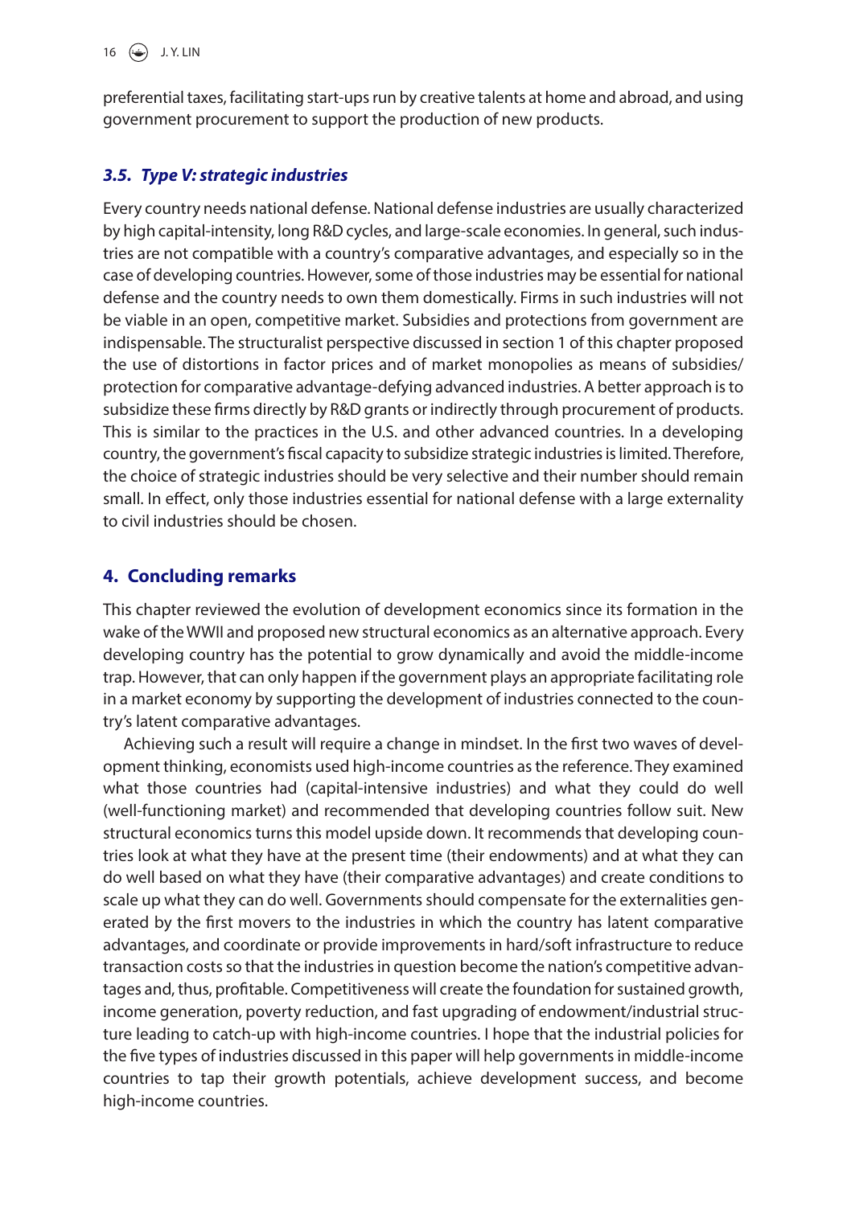preferential taxes, facilitating start-ups run by creative talents at home and abroad, and using government procurement to support the production of new products.

### *3.5. Type V: strategic industries*

Every country needs national defense. National defense industries are usually characterized by high capital-intensity, long R&D cycles, and large-scale economies. In general, such industries are not compatible with a country's comparative advantages, and especially so in the case of developing countries. However, some of those industries may be essential for national defense and the country needs to own them domestically. Firms in such industries will not be viable in an open, competitive market. Subsidies and protections from government are indispensable. The structuralist perspective discussed in section 1 of this chapter proposed the use of distortions in factor prices and of market monopolies as means of subsidies/ protection for comparative advantage-defying advanced industries. A better approach is to subsidize these firms directly by R&D grants or indirectly through procurement of products. This is similar to the practices in the U.S. and other advanced countries. In a developing country, the government's fiscal capacity to subsidize strategic industries is limited. Therefore, the choice of strategic industries should be very selective and their number should remain small. In effect, only those industries essential for national defense with a large externality to civil industries should be chosen.

## 4. Concluding remarks

This chapter reviewed the evolution of development economics since its formation in the wake of the WWII and proposed new structural economics as an alternative approach. Every developing country has the potential to grow dynamically and avoid the middle-income trap. However, that can only happen if the government plays an appropriate facilitating role in a market economy by supporting the development of industries connected to the country's latent comparative advantages.

Achieving such a result will require a change in mindset. In the first two waves of development thinking, economists used high-income countries as the reference. They examined what those countries had (capital-intensive industries) and what they could do well (well-functioning market) and recommended that developing countries follow suit. New structural economics turns this model upside down. It recommends that developing countries look at what they have at the present time (their endowments) and at what they can do well based on what they have (their comparative advantages) and create conditions to scale up what they can do well. Governments should compensate for the externalities generated by the first movers to the industries in which the country has latent comparative advantages, and coordinate or provide improvements in hard/soft infrastructure to reduce transaction costs so that the industries in question become the nation's competitive advantages and, thus, profitable. Competitiveness will create the foundation for sustained growth, income generation, poverty reduction, and fast upgrading of endowment/industrial structure leading to catch-up with high-income countries. I hope that the industrial policies for the five types of industries discussed in this paper will help governments in middle-income countries to tap their growth potentials, achieve development success, and become high-income countries.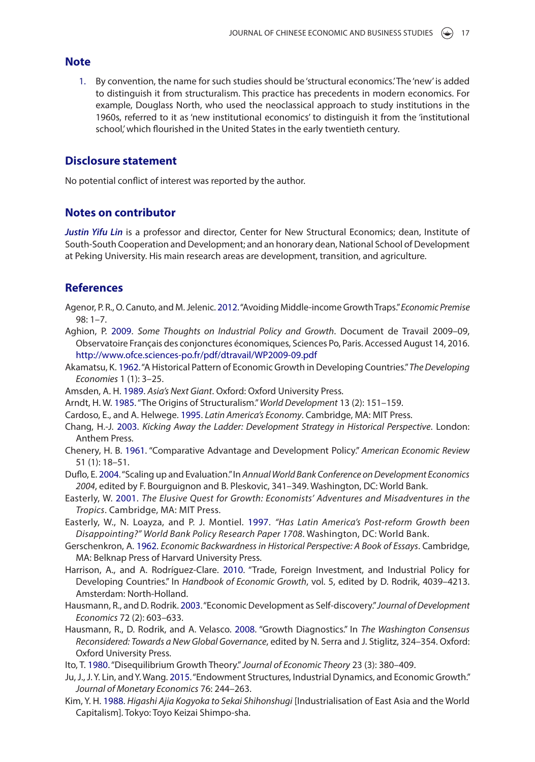## Note

1. By convention, the name for such studies should be 'structural economics.' The 'new' is added to distinguish it from structuralism. This practice has precedents in modern economics. For example, Douglass North, who used the neoclassical approach to study institutions in the 1960s, referred to it as 'new institutional economics' to distinguish it from the 'institutional school,' which flourished in the United States in the early twentieth century.

## Disclosure statement

No potential conflict of interest was reported by the author.

## Notes on contributor

***Justin Yifu Lin*** is a professor and director, Center for New Structural Economics; dean, Institute of South-South Cooperation and Development; and an honorary dean, National School of Development at Peking University. His main research areas are development, transition, and agriculture.

## References

Agenor, P. R., O. Canuto, and M. Jelenic. 2012. "Avoiding Middle-income Growth Traps." *Economic Premise* 98: 1–7.

Aghion, P. 2009. *Some Thoughts on Industrial Policy and Growth*. Document de Travail 2009–09, Observatoire Français des conjonctures économiques, Sciences Po, Paris. Accessed August 14, 2016. http://www.ofce.sciences-po.fr/pdf/dtravail/WP2009-09.pdf

Akamatsu, K. 1962. "A Historical Pattern of Economic Growth in Developing Countries." *The Developing Economies* 1 (1): 3–25.

Amsden, A. H. 1989. *Asia's Next Giant*. Oxford: Oxford University Press.

Arndt, H. W. 1985. "The Origins of Structuralism." *World Development* 13 (2): 151–159.

Cardoso, E., and A. Helwege. 1995. *Latin America's Economy*. Cambridge, MA: MIT Press.

Chang, H.-J. 2003. *Kicking Away the Ladder: Development Strategy in Historical Perspective*. London: Anthem Press.

Chenery, H. B. 1961. "Comparative Advantage and Development Policy." *American Economic Review* 51 (1): 18–51.

Duflo, E. 2004. "Scaling up and Evaluation." In *Annual World Bank Conference on Development Economics 2004*, edited by F. Bourguignon and B. Pleskovic, 341–349. Washington, DC: World Bank.

Easterly, W. 2001. *The Elusive Quest for Growth: Economists' Adventures and Misadventures in the Tropics*. Cambridge, MA: MIT Press.

Easterly, W., N. Loayza, and P. J. Montiel. 1997. *"Has Latin America's Post-reform Growth been Disappointing?" World Bank Policy Research Paper 1708*. Washington, DC: World Bank.

Gerschenkron, A. 1962. *Economic Backwardness in Historical Perspective: A Book of Essays*. Cambridge, MA: Belknap Press of Harvard University Press.

Harrison, A., and A. Rodríguez-Clare. 2010. "Trade, Foreign Investment, and Industrial Policy for Developing Countries." In *Handbook of Economic Growth*, vol. 5, edited by D. Rodrik, 4039–4213. Amsterdam: North-Holland.

Hausmann, R., and D. Rodrik. 2003. "Economic Development as Self-discovery." *Journal of Development Economics* 72 (2): 603–633.

Hausmann, R., D. Rodrik, and A. Velasco. 2008. "Growth Diagnostics." In *The Washington Consensus Reconsidered: Towards a New Global Governance*, edited by N. Serra and J. Stiglitz, 324–354. Oxford: Oxford University Press.

Ito, T. 1980. "Disequilibrium Growth Theory." *Journal of Economic Theory* 23 (3): 380–409.

Ju, J., J. Y. Lin, and Y. Wang. 2015. "Endowment Structures, Industrial Dynamics, and Economic Growth." *Journal of Monetary Economics* 76: 244–263.

Kim, Y. H. 1988. *Higashi Ajia Kogyoka to Sekai Shihonshugi* [Industrialisation of East Asia and the World Capitalism]. Tokyo: Toyo Keizai Shimpo-sha.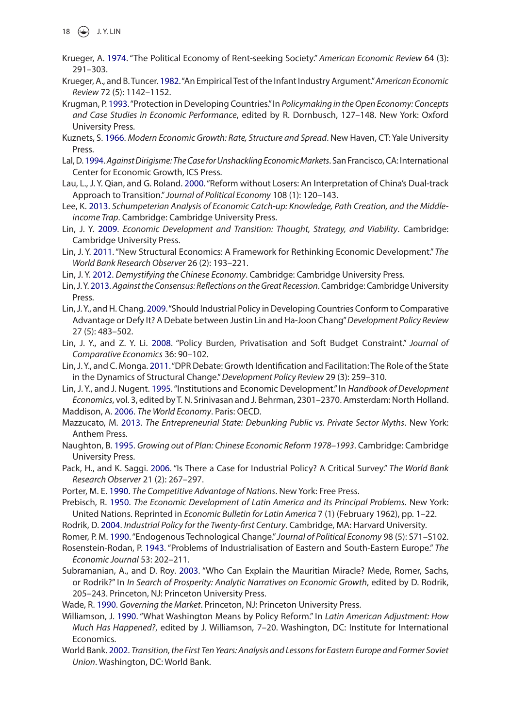Krueger, A. 1974. "The Political Economy of Rent-seeking Society." *American Economic Review* 64 (3): 291–303.

Krueger, A., and B. Tuncer. 1982. "An Empirical Test of the Infant Industry Argument." *American Economic Review* 72 (5): 1142–1152.

Krugman, P. 1993. "Protection in Developing Countries." In *Policymaking in the Open Economy: Concepts and Case Studies in Economic Performance*, edited by R. Dornbusch, 127–148. New York: Oxford University Press.

Kuznets, S. 1966. *Modern Economic Growth: Rate, Structure and Spread*. New Haven, CT: Yale University Press.

Lal, D. 1994. *Against Dirigisme: The Case for Unshackling Economic Markets*. San Francisco, CA: International Center for Economic Growth, ICS Press.

Lau, L., J. Y. Qian, and G. Roland. 2000. "Reform without Losers: An Interpretation of China's Dual-track Approach to Transition." *Journal of Political Economy* 108 (1): 120–143.

Lee, K. 2013. *Schumpeterian Analysis of Economic Catch-up: Knowledge, Path Creation, and the Middle-income Trap*. Cambridge: Cambridge University Press.

Lin, J. Y. 2009. *Economic Development and Transition: Thought, Strategy, and Viability*. Cambridge: Cambridge University Press.

Lin, J. Y. 2011. "New Structural Economics: A Framework for Rethinking Economic Development." *The World Bank Research Observer* 26 (2): 193–221.

Lin, J. Y. 2012. *Demystifying the Chinese Economy*. Cambridge: Cambridge University Press.

Lin, J. Y. 2013. *Against the Consensus: Reflections on the Great Recession*. Cambridge: Cambridge University Press.

Lin, J. Y., and H. Chang. 2009. "Should Industrial Policy in Developing Countries Conform to Comparative Advantage or Defy It? A Debate between Justin Lin and Ha-Joon Chang" *Development Policy Review* 27 (5): 483–502.

Lin, J. Y., and Z. Y. Li. 2008. "Policy Burden, Privatisation and Soft Budget Constraint." *Journal of Comparative Economics* 36: 90–102.

Lin, J. Y., and C. Monga. 2011. "DPR Debate: Growth Identification and Facilitation: The Role of the State in the Dynamics of Structural Change." *Development Policy Review* 29 (3): 259–310.

Lin, J. Y., and J. Nugent. 1995. "Institutions and Economic Development." In *Handbook of Development Economics*, vol. 3, edited by T. N. Srinivasan and J. Behrman, 2301–2370. Amsterdam: North Holland.

Maddison, A. 2006. *The World Economy*. Paris: OECD.

Mazzucato, M. 2013. *The Entrepreneurial State: Debunking Public vs. Private Sector Myths*. New York: Anthem Press.

Naughton, B. 1995. *Growing out of Plan: Chinese Economic Reform 1978–1993*. Cambridge: Cambridge University Press.

Pack, H., and K. Saggi. 2006. "Is There a Case for Industrial Policy? A Critical Survey." *The World Bank Research Observer* 21 (2): 267–297.

Porter, M. E. 1990. *The Competitive Advantage of Nations*. New York: Free Press.

Prebisch, R. 1950. *The Economic Development of Latin America and its Principal Problems*. New York: United Nations. Reprinted in *Economic Bulletin for Latin America* 7 (1) (February 1962), pp. 1–22.

Rodrik, D. 2004. *Industrial Policy for the Twenty-first Century*. Cambridge, MA: Harvard University.

Romer, P. M. 1990. "Endogenous Technological Change." *Journal of Political Economy* 98 (5): S71–S102.

Rosenstein-Rodan, P. 1943. "Problems of Industrialisation of Eastern and South-Eastern Europe." *The Economic Journal* 53: 202–211.

Subramanian, A., and D. Roy. 2003. "Who Can Explain the Mauritian Miracle? Mede, Romer, Sachs, or Rodrik?" In *In Search of Prosperity: Analytic Narratives on Economic Growth*, edited by D. Rodrik, 205–243. Princeton, NJ: Princeton University Press.

Wade, R. 1990. *Governing the Market*. Princeton, NJ: Princeton University Press.

Williamson, J. 1990. "What Washington Means by Policy Reform." In *Latin American Adjustment: How Much Has Happened?*, edited by J. Williamson, 7–20. Washington, DC: Institute for International Economics.

World Bank. 2002. *Transition, the First Ten Years: Analysis and Lessons for Eastern Europe and Former Soviet Union*. Washington, DC: World Bank.